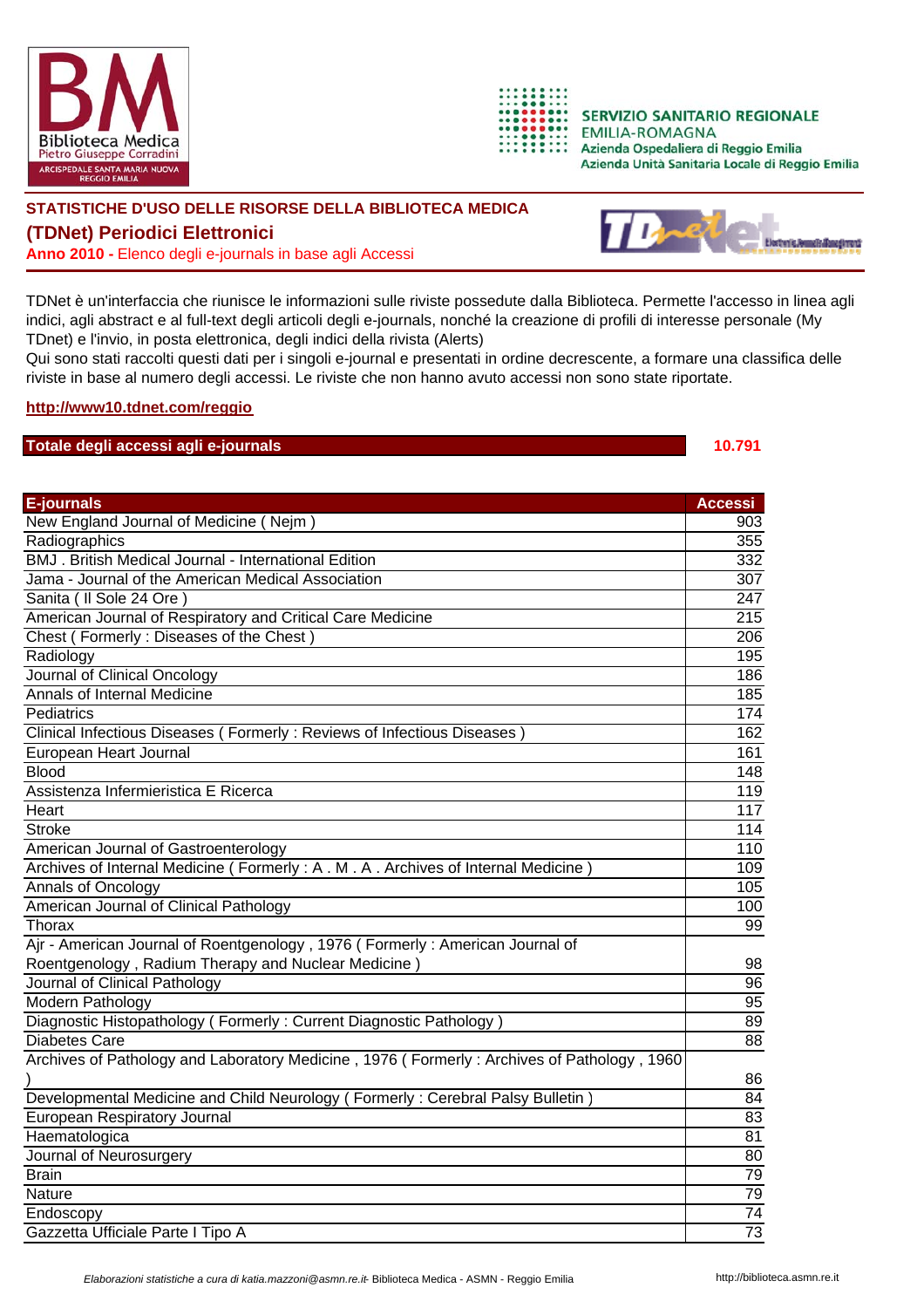Biblioteca Medica Pietro Giuseppe Corradini
ARCISPEDALE SANTA MARIA NUOVA REGGIO EMILIA

SERVIZIO SANITARIO REGIONALE
EMILIA-ROMAGNA
Azienda Ospedaliera di Reggio Emilia
Azienda Unità Sanitaria Locale di Reggio Emilia

## STATISTICHE D'USO DELLE RISORSE DELLA BIBLIOTECA MEDICA

## (TDNet) Periodici Elettronici

**Anno 2010 -** Elenco degli e-journals in base agli Accessi

TDNet è un'interfaccia che riunisce le informazioni sulle riviste possedute dalla Biblioteca. Permette l'accesso in linea agli indici, agli abstract e al full-text degli articoli degli e-journals, nonché la creazione di profili di interesse personale (My TDnet) e l'invio, in posta elettronica, degli indici della rivista (Alerts)
Qui sono stati raccolti questi dati per i singoli e-journal e presentati in ordine decrescente, a formare una classifica delle riviste in base al numero degli accessi. Le riviste che non hanno avuto accessi non sono state riportate.

**http://www10.tdnet.com/reggio**

**Totale degli accessi agli e-journals** — **10.791**

| E-journals | Accessi |
|---|---|
| New England Journal of Medicine ( Nejm ) | 903 |
| Radiographics | 355 |
| BMJ . British Medical Journal - International Edition | 332 |
| Jama - Journal of the American Medical Association | 307 |
| Sanita ( Il Sole 24 Ore ) | 247 |
| American Journal of Respiratory and Critical Care Medicine | 215 |
| Chest ( Formerly : Diseases of the Chest ) | 206 |
| Radiology | 195 |
| Journal of Clinical Oncology | 186 |
| Annals of Internal Medicine | 185 |
| Pediatrics | 174 |
| Clinical Infectious Diseases ( Formerly : Reviews of Infectious Diseases ) | 162 |
| European Heart Journal | 161 |
| Blood | 148 |
| Assistenza Infermieristica E Ricerca | 119 |
| Heart | 117 |
| Stroke | 114 |
| American Journal of Gastroenterology | 110 |
| Archives of Internal Medicine ( Formerly : A . M . A . Archives of Internal Medicine ) | 109 |
| Annals of Oncology | 105 |
| American Journal of Clinical Pathology | 100 |
| Thorax | 99 |
| Ajr - American Journal of Roentgenology , 1976 ( Formerly : American Journal of Roentgenology , Radium Therapy and Nuclear Medicine ) | 98 |
| Journal of Clinical Pathology | 96 |
| Modern Pathology | 95 |
| Diagnostic Histopathology ( Formerly : Current Diagnostic Pathology ) | 89 |
| Diabetes Care | 88 |
| Archives of Pathology and Laboratory Medicine , 1976 ( Formerly : Archives of Pathology , 1960 ) | 86 |
| Developmental Medicine and Child Neurology ( Formerly : Cerebral Palsy Bulletin ) | 84 |
| European Respiratory Journal | 83 |
| Haematologica | 81 |
| Journal of Neurosurgery | 80 |
| Brain | 79 |
| Nature | 79 |
| Endoscopy | 74 |
| Gazzetta Ufficiale Parte I Tipo A | 73 |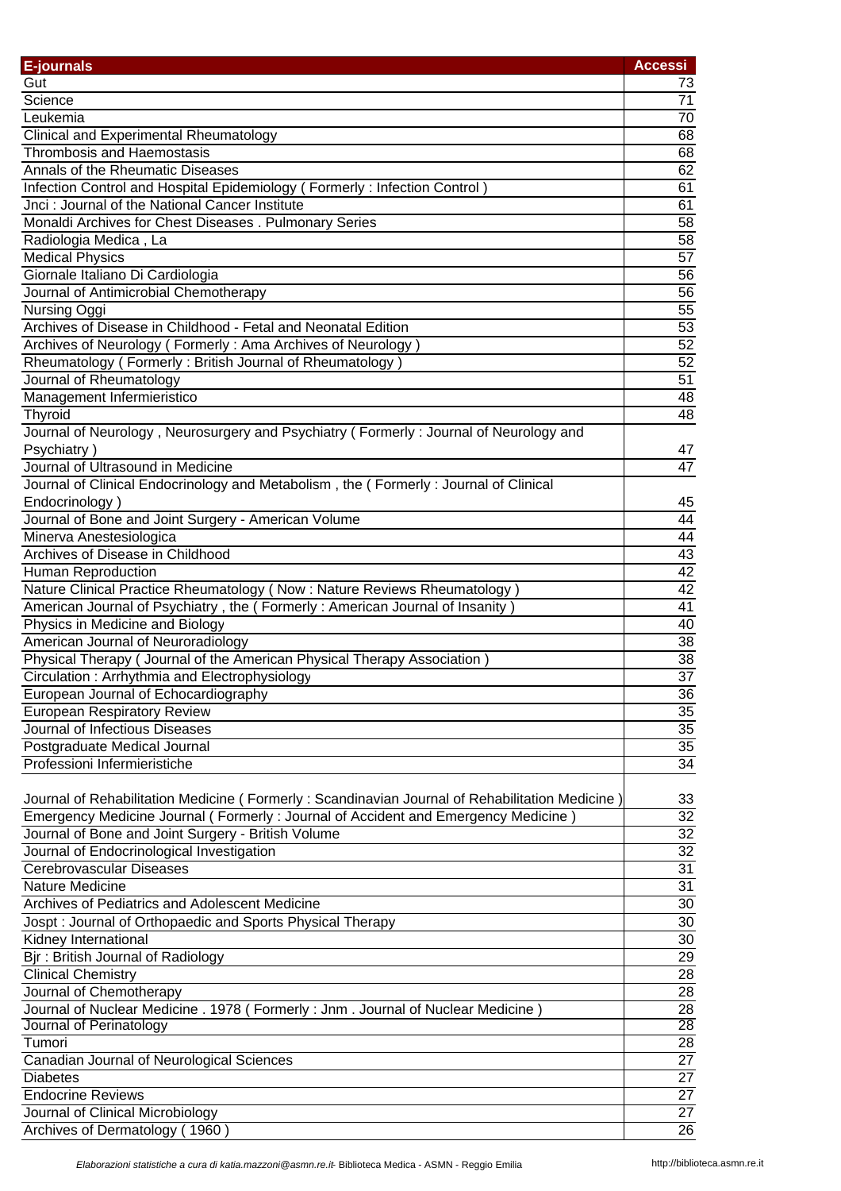| E-journals | Accessi |
|---|---|
| Gut | 73 |
| Science | 71 |
| Leukemia | 70 |
| Clinical and Experimental Rheumatology | 68 |
| Thrombosis and Haemostasis | 68 |
| Annals of the Rheumatic Diseases | 62 |
| Infection Control and Hospital Epidemiology ( Formerly : Infection Control ) | 61 |
| Jnci : Journal of the National Cancer Institute | 61 |
| Monaldi Archives for Chest Diseases . Pulmonary Series | 58 |
| Radiologia Medica , La | 58 |
| Medical Physics | 57 |
| Giornale Italiano Di Cardiologia | 56 |
| Journal of Antimicrobial Chemotherapy | 56 |
| Nursing Oggi | 55 |
| Archives of Disease in Childhood - Fetal and Neonatal Edition | 53 |
| Archives of Neurology ( Formerly : Ama Archives of Neurology ) | 52 |
| Rheumatology ( Formerly : British Journal of Rheumatology ) | 52 |
| Journal of Rheumatology | 51 |
| Management Infermieristico | 48 |
| Thyroid | 48 |
| Journal of Neurology , Neurosurgery and Psychiatry ( Formerly : Journal of Neurology and Psychiatry ) | 47 |
| Journal of Ultrasound in Medicine | 47 |
| Journal of Clinical Endocrinology and Metabolism , the ( Formerly : Journal of Clinical Endocrinology ) | 45 |
| Journal of Bone and Joint Surgery - American Volume | 44 |
| Minerva Anestesiologica | 44 |
| Archives of Disease in Childhood | 43 |
| Human Reproduction | 42 |
| Nature Clinical Practice Rheumatology ( Now : Nature Reviews Rheumatology ) | 42 |
| American Journal of Psychiatry , the ( Formerly : American Journal of Insanity ) | 41 |
| Physics in Medicine and Biology | 40 |
| American Journal of Neuroradiology | 38 |
| Physical Therapy ( Journal of the American Physical Therapy Association ) | 38 |
| Circulation : Arrhythmia and Electrophysiology | 37 |
| European Journal of Echocardiography | 36 |
| European Respiratory Review | 35 |
| Journal of Infectious Diseases | 35 |
| Postgraduate Medical Journal | 35 |
| Professioni Infermieristiche | 34 |
| Journal of Rehabilitation Medicine ( Formerly : Scandinavian Journal of Rehabilitation Medicine ) | 33 |
| Emergency Medicine Journal ( Formerly : Journal of Accident and Emergency Medicine ) | 32 |
| Journal of Bone and Joint Surgery - British Volume | 32 |
| Journal of Endocrinological Investigation | 32 |
| Cerebrovascular Diseases | 31 |
| Nature Medicine | 31 |
| Archives of Pediatrics and Adolescent Medicine | 30 |
| Jospt : Journal of Orthopaedic and Sports Physical Therapy | 30 |
| Kidney International | 30 |
| Bjr : British Journal of Radiology | 29 |
| Clinical Chemistry | 28 |
| Journal of Chemotherapy | 28 |
| Journal of Nuclear Medicine . 1978 ( Formerly : Jnm . Journal of Nuclear Medicine ) | 28 |
| Journal of Perinatology | 28 |
| Tumori | 28 |
| Canadian Journal of Neurological Sciences | 27 |
| Diabetes | 27 |
| Endocrine Reviews | 27 |
| Journal of Clinical Microbiology | 27 |
| Archives of Dermatology ( 1960 ) | 26 |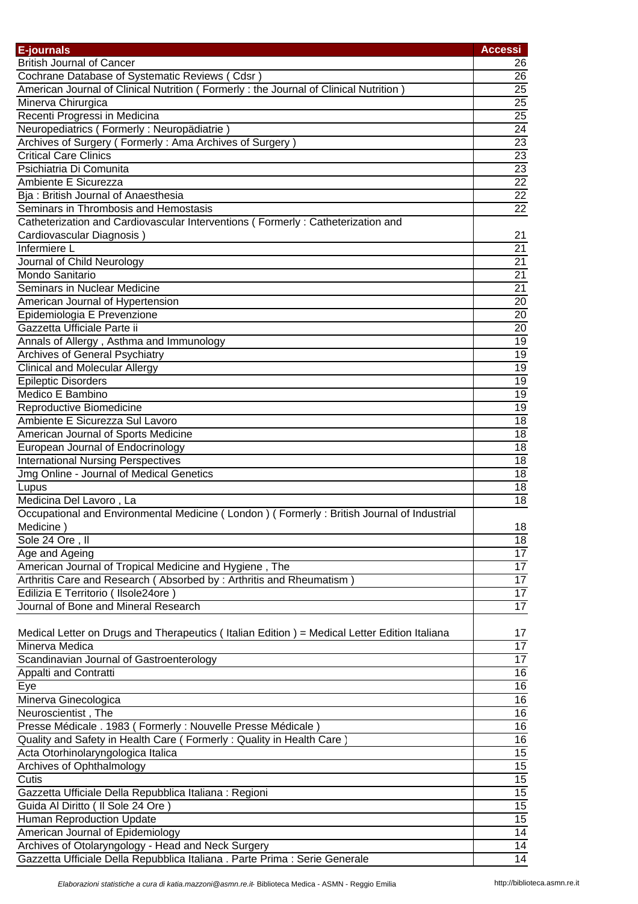| E-journals | Accessi |
|---|---|
| British Journal of Cancer | 26 |
| Cochrane Database of Systematic Reviews ( Cdsr ) | 26 |
| American Journal of Clinical Nutrition ( Formerly : the Journal of Clinical Nutrition ) | 25 |
| Minerva Chirurgica | 25 |
| Recenti Progressi in Medicina | 25 |
| Neuropediatrics ( Formerly : Neuropädiatrie ) | 24 |
| Archives of Surgery ( Formerly : Ama Archives of Surgery ) | 23 |
| Critical Care Clinics | 23 |
| Psichiatria Di Comunita | 23 |
| Ambiente E Sicurezza | 22 |
| Bja : British Journal of Anaesthesia | 22 |
| Seminars in Thrombosis and Hemostasis | 22 |
| Catheterization and Cardiovascular Interventions ( Formerly : Catheterization and Cardiovascular Diagnosis ) | 21 |
| Infermiere L | 21 |
| Journal of Child Neurology | 21 |
| Mondo Sanitario | 21 |
| Seminars in Nuclear Medicine | 21 |
| American Journal of Hypertension | 20 |
| Epidemiologia E Prevenzione | 20 |
| Gazzetta Ufficiale Parte ii | 20 |
| Annals of Allergy , Asthma and Immunology | 19 |
| Archives of General Psychiatry | 19 |
| Clinical and Molecular Allergy | 19 |
| Epileptic Disorders | 19 |
| Medico E Bambino | 19 |
| Reproductive Biomedicine | 19 |
| Ambiente E Sicurezza Sul Lavoro | 18 |
| American Journal of Sports Medicine | 18 |
| European Journal of Endocrinology | 18 |
| International Nursing Perspectives | 18 |
| Jmg Online - Journal of Medical Genetics | 18 |
| Lupus | 18 |
| Medicina Del Lavoro , La | 18 |
| Occupational and Environmental Medicine ( London ) ( Formerly : British Journal of Industrial Medicine ) | 18 |
| Sole 24 Ore , Il | 18 |
| Age and Ageing | 17 |
| American Journal of Tropical Medicine and Hygiene , The | 17 |
| Arthritis Care and Research ( Absorbed by : Arthritis and Rheumatism ) | 17 |
| Edilizia E Territorio ( Ilsole24ore ) | 17 |
| Journal of Bone and Mineral Research | 17 |
| Medical Letter on Drugs and Therapeutics ( Italian Edition ) = Medical Letter Edition Italiana | 17 |
| Minerva Medica | 17 |
| Scandinavian Journal of Gastroenterology | 17 |
| Appalti and Contratti | 16 |
| Eye | 16 |
| Minerva Ginecologica | 16 |
| Neuroscientist , The | 16 |
| Presse Médicale . 1983 ( Formerly : Nouvelle Presse Médicale ) | 16 |
| Quality and Safety in Health Care ( Formerly : Quality in Health Care ) | 16 |
| Acta Otorhinolaryngologica Italica | 15 |
| Archives of Ophthalmology | 15 |
| Cutis | 15 |
| Gazzetta Ufficiale Della Repubblica Italiana : Regioni | 15 |
| Guida Al Diritto ( Il Sole 24 Ore ) | 15 |
| Human Reproduction Update | 15 |
| American Journal of Epidemiology | 14 |
| Archives of Otolaryngology - Head and Neck Surgery | 14 |
| Gazzetta Ufficiale Della Repubblica Italiana . Parte Prima : Serie Generale | 14 |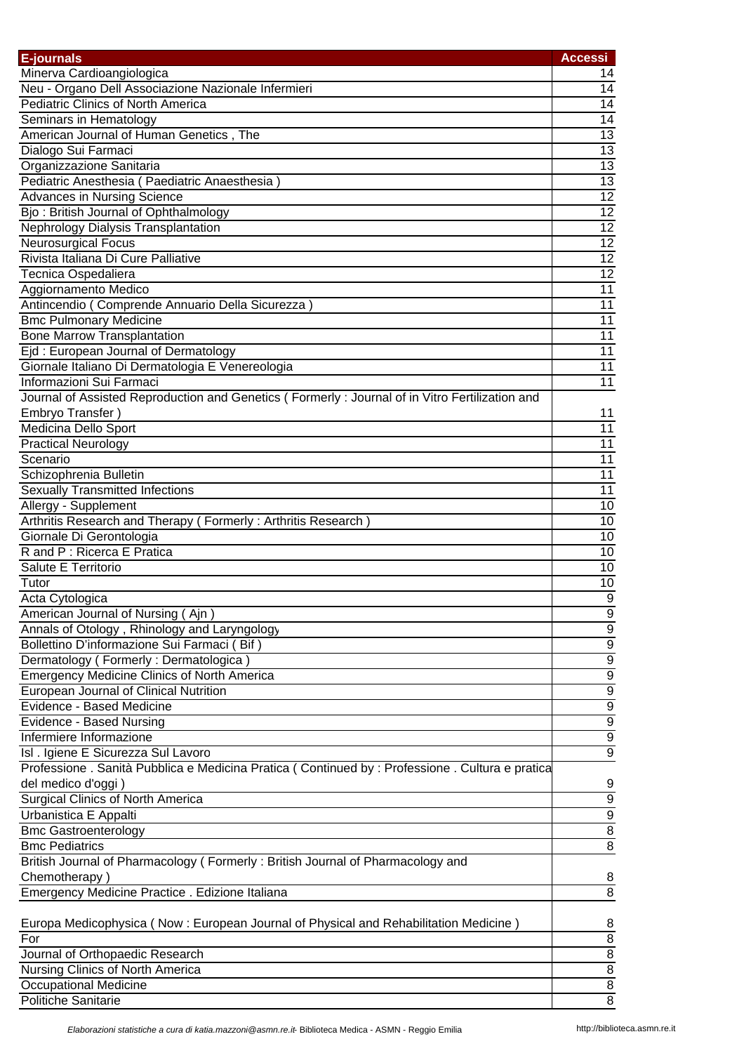| E-journals | Accessi |
|---|---|
| Minerva Cardioangiologica | 14 |
| Neu - Organo Dell Associazione Nazionale Infermieri | 14 |
| Pediatric Clinics of North America | 14 |
| Seminars in Hematology | 14 |
| American Journal of Human Genetics , The | 13 |
| Dialogo Sui Farmaci | 13 |
| Organizzazione Sanitaria | 13 |
| Pediatric Anesthesia ( Paediatric Anaesthesia ) | 13 |
| Advances in Nursing Science | 12 |
| Bjo : British Journal of Ophthalmology | 12 |
| Nephrology Dialysis Transplantation | 12 |
| Neurosurgical Focus | 12 |
| Rivista Italiana Di Cure Palliative | 12 |
| Tecnica Ospedaliera | 12 |
| Aggiornamento Medico | 11 |
| Antincendio ( Comprende Annuario Della Sicurezza ) | 11 |
| Bmc Pulmonary Medicine | 11 |
| Bone Marrow Transplantation | 11 |
| Ejd : European Journal of Dermatology | 11 |
| Giornale Italiano Di Dermatologia E Venereologia | 11 |
| Informazioni Sui Farmaci | 11 |
| Journal of Assisted Reproduction and Genetics ( Formerly : Journal of in Vitro Fertilization and Embryo Transfer ) | 11 |
| Medicina Dello Sport | 11 |
| Practical Neurology | 11 |
| Scenario | 11 |
| Schizophrenia Bulletin | 11 |
| Sexually Transmitted Infections | 11 |
| Allergy - Supplement | 10 |
| Arthritis Research and Therapy ( Formerly : Arthritis Research ) | 10 |
| Giornale Di Gerontologia | 10 |
| R and P : Ricerca E Pratica | 10 |
| Salute E Territorio | 10 |
| Tutor | 10 |
| Acta Cytologica | 9 |
| American Journal of Nursing ( Ajn ) | 9 |
| Annals of Otology , Rhinology and Laryngology | 9 |
| Bollettino D'informazione Sui Farmaci ( Bif ) | 9 |
| Dermatology ( Formerly : Dermatologica ) | 9 |
| Emergency Medicine Clinics of North America | 9 |
| European Journal of Clinical Nutrition | 9 |
| Evidence - Based Medicine | 9 |
| Evidence - Based Nursing | 9 |
| Infermiere Informazione | 9 |
| Isl . Igiene E Sicurezza Sul Lavoro | 9 |
| Professione . Sanità Pubblica e Medicina Pratica ( Continued by : Professione . Cultura e pratica del medico d'oggi ) | 9 |
| Surgical Clinics of North America | 9 |
| Urbanistica E Appalti | 9 |
| Bmc Gastroenterology | 8 |
| Bmc Pediatrics | 8 |
| British Journal of Pharmacology ( Formerly : British Journal of Pharmacology and Chemotherapy ) | 8 |
| Emergency Medicine Practice . Edizione Italiana | 8 |
| Europa Medicophysica ( Now : European Journal of Physical and Rehabilitation Medicine ) | 8 |
| For | 8 |
| Journal of Orthopaedic Research | 8 |
| Nursing Clinics of North America | 8 |
| Occupational Medicine | 8 |
| Politiche Sanitarie | 8 |

*Elaborazioni statistiche a cura di katia.mazzoni@asmn.re.it*- Biblioteca Medica - ASMN - Reggio Emilia http://biblioteca.asmn.re.it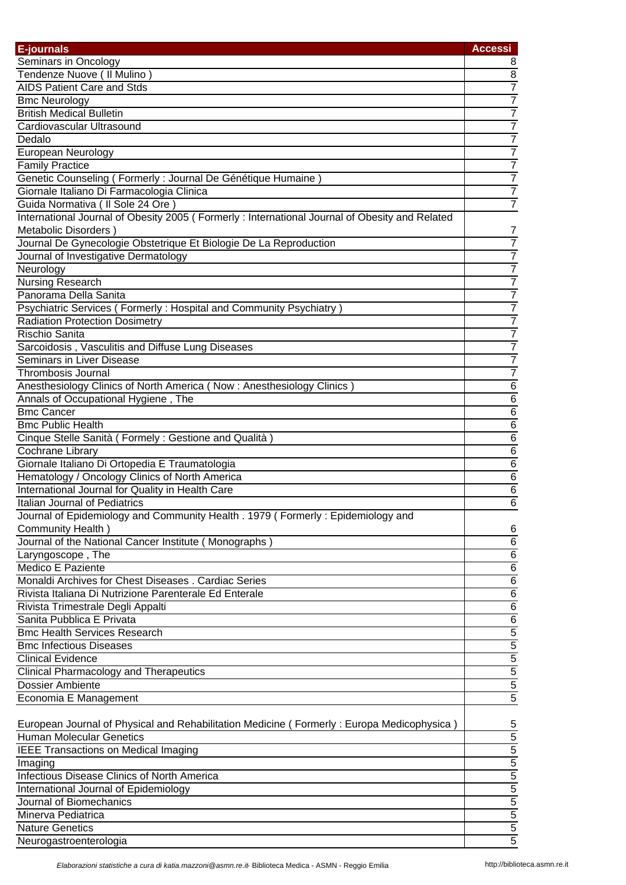| E-journals | Accessi |
|---|---|
| Seminars in Oncology | 8 |
| Tendenze Nuove ( Il Mulino ) | 8 |
| AIDS Patient Care and Stds | 7 |
| Bmc Neurology | 7 |
| British Medical Bulletin | 7 |
| Cardiovascular Ultrasound | 7 |
| Dedalo | 7 |
| European Neurology | 7 |
| Family Practice | 7 |
| Genetic Counseling ( Formerly : Journal De Génétique Humaine ) | 7 |
| Giornale Italiano Di Farmacologia Clinica | 7 |
| Guida Normativa ( Il Sole 24 Ore ) | 7 |
| International Journal of Obesity 2005 ( Formerly : International Journal of Obesity and Related Metabolic Disorders ) | 7 |
| Journal De Gynecologie Obstetrique Et Biologie De La Reproduction | 7 |
| Journal of Investigative Dermatology | 7 |
| Neurology | 7 |
| Nursing Research | 7 |
| Panorama Della Sanita | 7 |
| Psychiatric Services ( Formerly : Hospital and Community Psychiatry ) | 7 |
| Radiation Protection Dosimetry | 7 |
| Rischio Sanita | 7 |
| Sarcoidosis , Vasculitis and Diffuse Lung Diseases | 7 |
| Seminars in Liver Disease | 7 |
| Thrombosis Journal | 7 |
| Anesthesiology Clinics of North America ( Now : Anesthesiology Clinics ) | 6 |
| Annals of Occupational Hygiene , The | 6 |
| Bmc Cancer | 6 |
| Bmc Public Health | 6 |
| Cinque Stelle Sanità ( Formely : Gestione and Qualità ) | 6 |
| Cochrane Library | 6 |
| Giornale Italiano Di Ortopedia E Traumatologia | 6 |
| Hematology / Oncology Clinics of North America | 6 |
| International Journal for Quality in Health Care | 6 |
| Italian Journal of Pediatrics | 6 |
| Journal of Epidemiology and Community Health . 1979 ( Formerly : Epidemiology and Community Health ) | 6 |
| Journal of the National Cancer Institute ( Monographs ) | 6 |
| Laryngoscope , The | 6 |
| Medico E Paziente | 6 |
| Monaldi Archives for Chest Diseases . Cardiac Series | 6 |
| Rivista Italiana Di Nutrizione Parenterale Ed Enterale | 6 |
| Rivista Trimestrale Degli Appalti | 6 |
| Sanita Pubblica E Privata | 6 |
| Bmc Health Services Research | 5 |
| Bmc Infectious Diseases | 5 |
| Clinical Evidence | 5 |
| Clinical Pharmacology and Therapeutics | 5 |
| Dossier Ambiente | 5 |
| Economia E Management | 5 |
| European Journal of Physical and Rehabilitation Medicine ( Formerly : Europa Medicophysica ) | 5 |
| Human Molecular Genetics | 5 |
| IEEE Transactions on Medical Imaging | 5 |
| Imaging | 5 |
| Infectious Disease Clinics of North America | 5 |
| International Journal of Epidemiology | 5 |
| Journal of Biomechanics | 5 |
| Minerva Pediatrica | 5 |
| Nature Genetics | 5 |
| Neurogastroenterologia | 5 |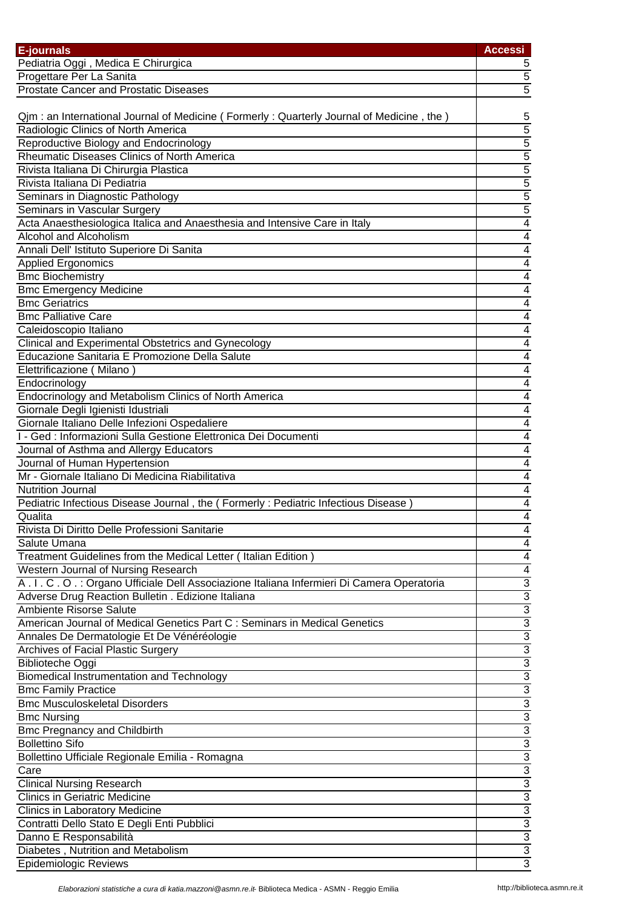| E-journals | Accessi |
|---|---|
| Pediatria Oggi , Medica E Chirurgica | 5 |
| Progettare Per La Sanita | 5 |
| Prostate Cancer and Prostatic Diseases | 5 |
| Qjm : an International Journal of Medicine ( Formerly : Quarterly Journal of Medicine , the ) | 5 |
| Radiologic Clinics of North America | 5 |
| Reproductive Biology and Endocrinology | 5 |
| Rheumatic Diseases Clinics of North America | 5 |
| Rivista Italiana Di Chirurgia Plastica | 5 |
| Rivista Italiana Di Pediatria | 5 |
| Seminars in Diagnostic Pathology | 5 |
| Seminars in Vascular Surgery | 5 |
| Acta Anaesthesiologica Italica and Anaesthesia and Intensive Care in Italy | 4 |
| Alcohol and Alcoholism | 4 |
| Annali Dell' Istituto Superiore Di Sanita | 4 |
| Applied Ergonomics | 4 |
| Bmc Biochemistry | 4 |
| Bmc Emergency Medicine | 4 |
| Bmc Geriatrics | 4 |
| Bmc Palliative Care | 4 |
| Caleidoscopio Italiano | 4 |
| Clinical and Experimental Obstetrics and Gynecology | 4 |
| Educazione Sanitaria E Promozione Della Salute | 4 |
| Elettrificazione ( Milano ) | 4 |
| Endocrinology | 4 |
| Endocrinology and Metabolism Clinics of North America | 4 |
| Giornale Degli Igienisti Idustriali | 4 |
| Giornale Italiano Delle Infezioni Ospedaliere | 4 |
| I - Ged : Informazioni Sulla Gestione Elettronica Dei Documenti | 4 |
| Journal of Asthma and Allergy Educators | 4 |
| Journal of Human Hypertension | 4 |
| Mr - Giornale Italiano Di Medicina Riabilitativa | 4 |
| Nutrition Journal | 4 |
| Pediatric Infectious Disease Journal , the ( Formerly : Pediatric Infectious Disease ) | 4 |
| Qualita | 4 |
| Rivista Di Diritto Delle Professioni Sanitarie | 4 |
| Salute Umana | 4 |
| Treatment Guidelines from the Medical Letter ( Italian Edition ) | 4 |
| Western Journal of Nursing Research | 4 |
| A . I . C . O . : Organo Ufficiale Dell Associazione Italiana Infermieri Di Camera Operatoria | 3 |
| Adverse Drug Reaction Bulletin . Edizione Italiana | 3 |
| Ambiente Risorse Salute | 3 |
| American Journal of Medical Genetics Part C : Seminars in Medical Genetics | 3 |
| Annales De Dermatologie Et De Vénéréologie | 3 |
| Archives of Facial Plastic Surgery | 3 |
| Biblioteche Oggi | 3 |
| Biomedical Instrumentation and Technology | 3 |
| Bmc Family Practice | 3 |
| Bmc Musculoskeletal Disorders | 3 |
| Bmc Nursing | 3 |
| Bmc Pregnancy and Childbirth | 3 |
| Bollettino Sifo | 3 |
| Bollettino Ufficiale Regionale Emilia - Romagna | 3 |
| Care | 3 |
| Clinical Nursing Research | 3 |
| Clinics in Geriatric Medicine | 3 |
| Clinics in Laboratory Medicine | 3 |
| Contratti Dello Stato E Degli Enti Pubblici | 3 |
| Danno E Responsabilità | 3 |
| Diabetes , Nutrition and Metabolism | 3 |
| Epidemiologic Reviews | 3 |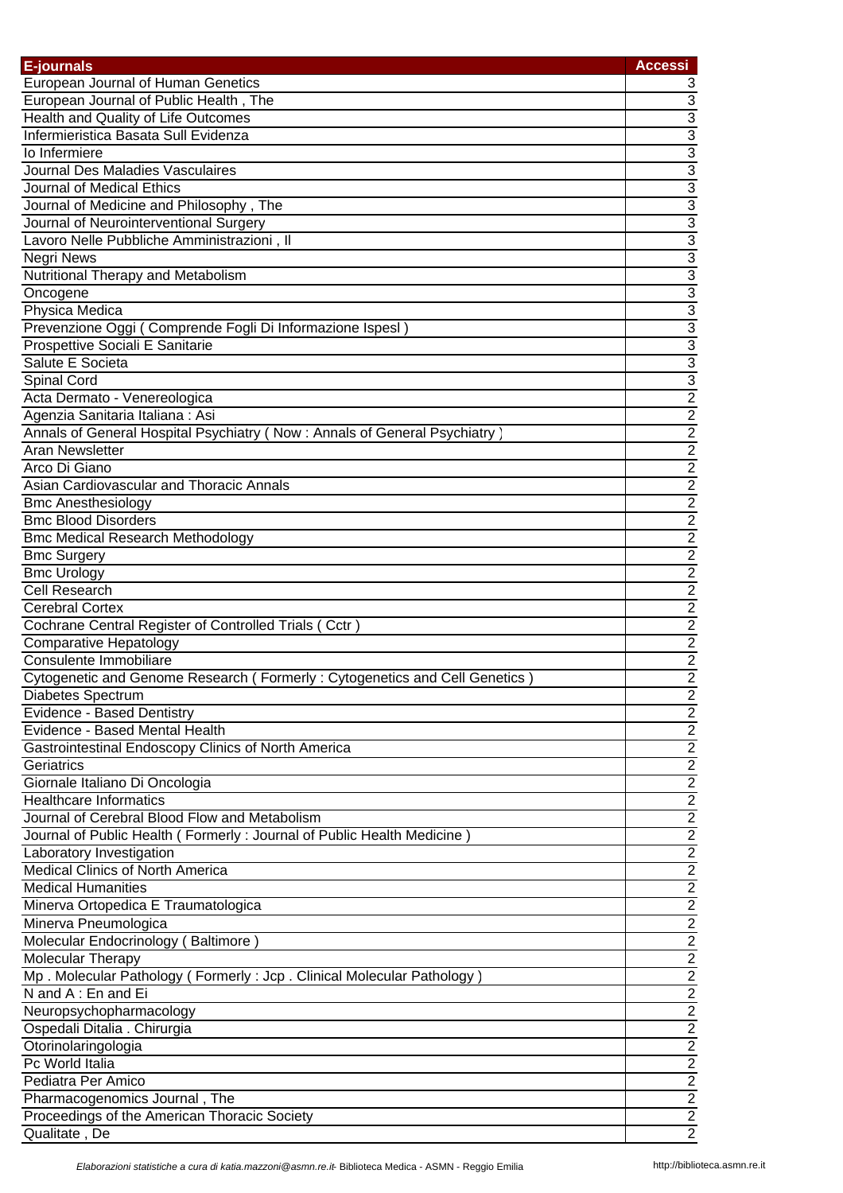| E-journals | Accessi |
| --- | --- |
| European Journal of Human Genetics | 3 |
| European Journal of Public Health , The | 3 |
| Health and Quality of Life Outcomes | 3 |
| Infermieristica Basata Sull Evidenza | 3 |
| Io Infermiere | 3 |
| Journal Des Maladies Vasculaires | 3 |
| Journal of Medical Ethics | 3 |
| Journal of Medicine and Philosophy , The | 3 |
| Journal of Neurointerventional Surgery | 3 |
| Lavoro Nelle Pubbliche Amministrazioni , Il | 3 |
| Negri News | 3 |
| Nutritional Therapy and Metabolism | 3 |
| Oncogene | 3 |
| Physica Medica | 3 |
| Prevenzione Oggi ( Comprende Fogli Di Informazione Ispesl ) | 3 |
| Prospettive Sociali E Sanitarie | 3 |
| Salute E Societa | 3 |
| Spinal Cord | 3 |
| Acta Dermato - Venereologica | 2 |
| Agenzia Sanitaria Italiana : Asi | 2 |
| Annals of General Hospital Psychiatry ( Now : Annals of General Psychiatry ) | 2 |
| Aran Newsletter | 2 |
| Arco Di Giano | 2 |
| Asian Cardiovascular and Thoracic Annals | 2 |
| Bmc Anesthesiology | 2 |
| Bmc Blood Disorders | 2 |
| Bmc Medical Research Methodology | 2 |
| Bmc Surgery | 2 |
| Bmc Urology | 2 |
| Cell Research | 2 |
| Cerebral Cortex | 2 |
| Cochrane Central Register of Controlled Trials ( Cctr ) | 2 |
| Comparative Hepatology | 2 |
| Consulente Immobiliare | 2 |
| Cytogenetic and Genome Research ( Formerly : Cytogenetics and Cell Genetics ) | 2 |
| Diabetes Spectrum | 2 |
| Evidence - Based Dentistry | 2 |
| Evidence - Based Mental Health | 2 |
| Gastrointestinal Endoscopy Clinics of North America | 2 |
| Geriatrics | 2 |
| Giornale Italiano Di Oncologia | 2 |
| Healthcare Informatics | 2 |
| Journal of Cerebral Blood Flow and Metabolism | 2 |
| Journal of Public Health ( Formerly : Journal of Public Health Medicine ) | 2 |
| Laboratory Investigation | 2 |
| Medical Clinics of North America | 2 |
| Medical Humanities | 2 |
| Minerva Ortopedica E Traumatologica | 2 |
| Minerva Pneumologica | 2 |
| Molecular Endocrinology ( Baltimore ) | 2 |
| Molecular Therapy | 2 |
| Mp . Molecular Pathology ( Formerly : Jcp . Clinical Molecular Pathology ) | 2 |
| N and A : En and Ei | 2 |
| Neuropsychopharmacology | 2 |
| Ospedali Ditalia . Chirurgia | 2 |
| Otorinolaringologia | 2 |
| Pc World Italia | 2 |
| Pediatra Per Amico | 2 |
| Pharmacogenomics Journal , The | 2 |
| Proceedings of the American Thoracic Society | 2 |
| Qualitate , De | 2 |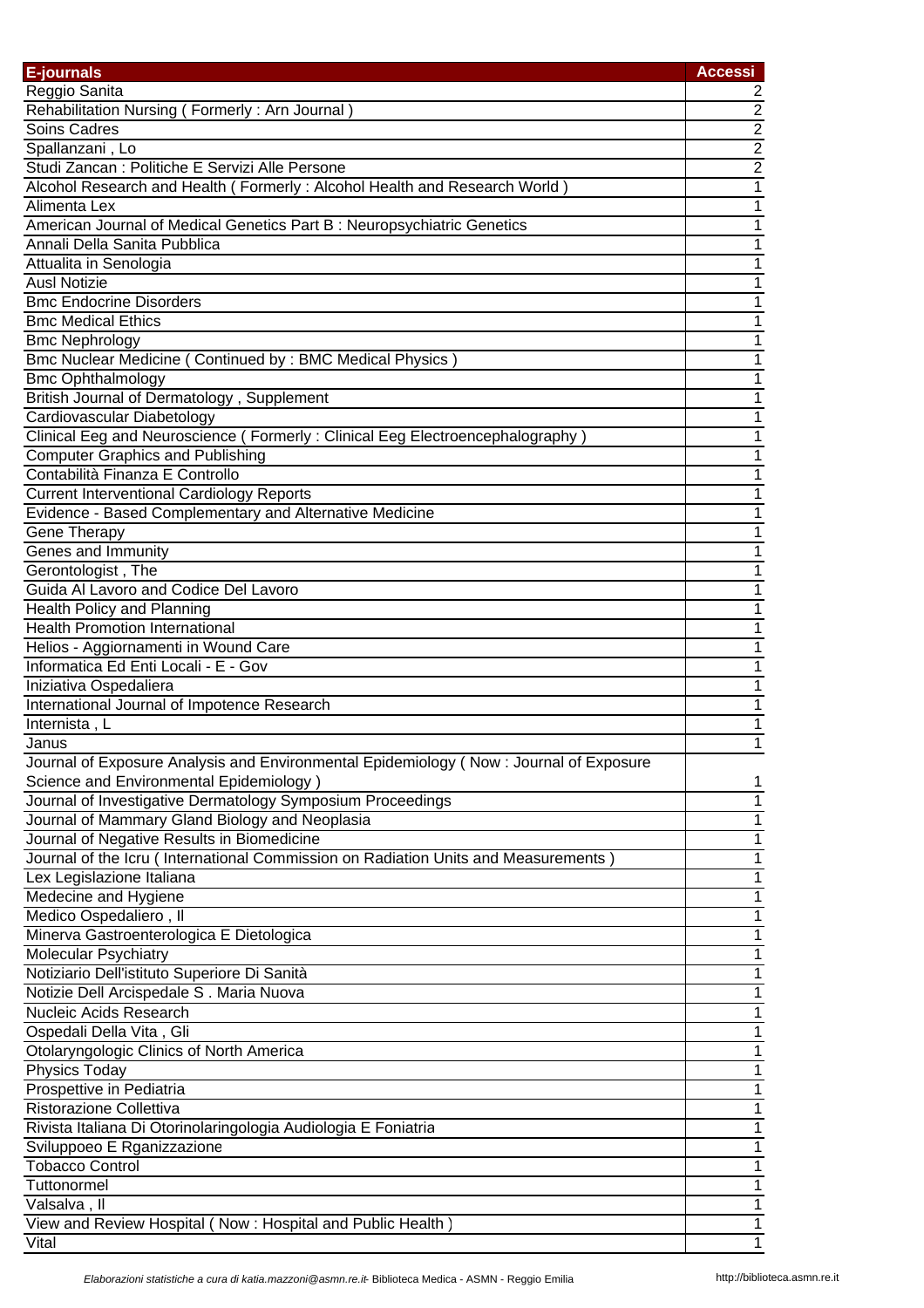| E-journals | Accessi |
| --- | --- |
| Reggio Sanita | 2 |
| Rehabilitation Nursing ( Formerly : Arn Journal ) | 2 |
| Soins Cadres | 2 |
| Spallanzani , Lo | 2 |
| Studi Zancan : Politiche E Servizi Alle Persone | 2 |
| Alcohol Research and Health ( Formerly : Alcohol Health and Research World ) | 1 |
| Alimenta Lex | 1 |
| American Journal of Medical Genetics Part B : Neuropsychiatric Genetics | 1 |
| Annali Della Sanita Pubblica | 1 |
| Attualita in Senologia | 1 |
| Ausl Notizie | 1 |
| Bmc Endocrine Disorders | 1 |
| Bmc Medical Ethics | 1 |
| Bmc Nephrology | 1 |
| Bmc Nuclear Medicine ( Continued by : BMC Medical Physics ) | 1 |
| Bmc Ophthalmology | 1 |
| British Journal of Dermatology , Supplement | 1 |
| Cardiovascular Diabetology | 1 |
| Clinical Eeg and Neuroscience ( Formerly : Clinical Eeg Electroencephalography ) | 1 |
| Computer Graphics and Publishing | 1 |
| Contabilità Finanza E Controllo | 1 |
| Current Interventional Cardiology Reports | 1 |
| Evidence - Based Complementary and Alternative Medicine | 1 |
| Gene Therapy | 1 |
| Genes and Immunity | 1 |
| Gerontologist , The | 1 |
| Guida Al Lavoro and Codice Del Lavoro | 1 |
| Health Policy and Planning | 1 |
| Health Promotion International | 1 |
| Helios - Aggiornamenti in Wound Care | 1 |
| Informatica Ed Enti Locali - E - Gov | 1 |
| Iniziativa Ospedaliera | 1 |
| International Journal of Impotence Research | 1 |
| Internista , L | 1 |
| Janus | 1 |
| Journal of Exposure Analysis and Environmental Epidemiology ( Now : Journal of Exposure Science and Environmental Epidemiology ) | 1 |
| Journal of Investigative Dermatology Symposium Proceedings | 1 |
| Journal of Mammary Gland Biology and Neoplasia | 1 |
| Journal of Negative Results in Biomedicine | 1 |
| Journal of the Icru ( International Commission on Radiation Units and Measurements ) | 1 |
| Lex Legislazione Italiana | 1 |
| Medecine and Hygiene | 1 |
| Medico Ospedaliero , Il | 1 |
| Minerva Gastroenterologica E Dietologica | 1 |
| Molecular Psychiatry | 1 |
| Notiziario Dell'istituto Superiore Di Sanità | 1 |
| Notizie Dell Arcispedale S . Maria Nuova | 1 |
| Nucleic Acids Research | 1 |
| Ospedali Della Vita , Gli | 1 |
| Otolaryngologic Clinics of North America | 1 |
| Physics Today | 1 |
| Prospettive in Pediatria | 1 |
| Ristorazione Collettiva | 1 |
| Rivista Italiana Di Otorinolaringologia Audiologia E Foniatria | 1 |
| Sviluppoeo E Rganizzazione | 1 |
| Tobacco Control | 1 |
| Tuttonormel | 1 |
| Valsalva , Il | 1 |
| View and Review Hospital ( Now : Hospital and Public Health ) | 1 |
| Vital | 1 |

*Elaborazioni statistiche a cura di katia.mazzoni@asmn.re.it*- Biblioteca Medica - ASMN - Reggio Emilia    http://biblioteca.asmn.re.it